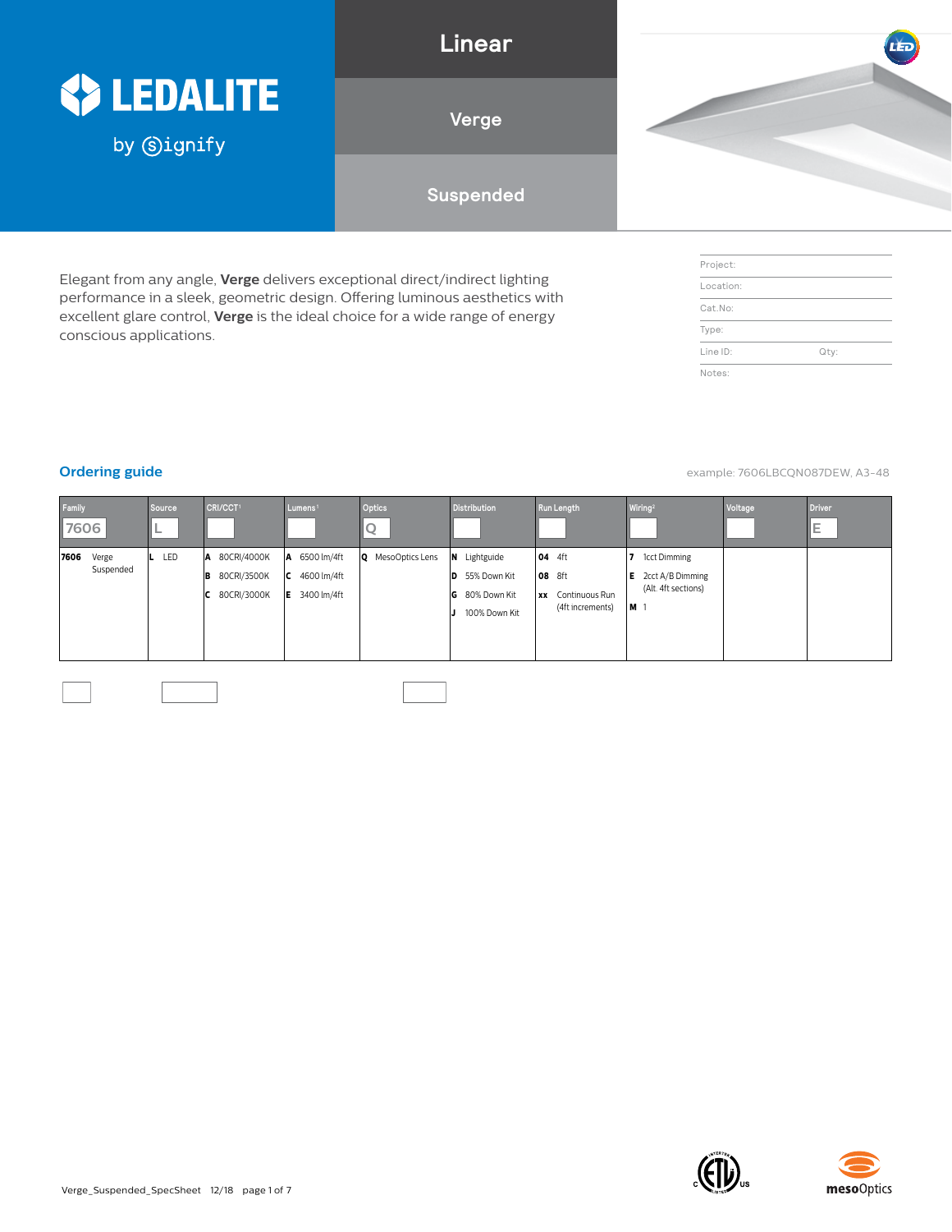# LEDALITE by signify

## Linear

## Verge

## Suspended

Elegant from any angle, **Verge** delivers exceptional direct/indirect lighting performance in a sleek, geometric design. Offering luminous aesthetics with excellent glare control, **Verge** is the ideal choice for a wide range of energy conscious applications.

| | |
|---|---|
| Project: | |
| Location: | |
| Cat.No: | |
| Type: | |
| Line ID: | Qty: |
| Notes: | |

## Ordering guide

example: 7606LBCQN087DEW, A3-48

| Family | Source | CRI/CCT[1] | Lumens[1] | Optics | Distribution | Run Length | Wiring[2] | Voltage | Driver |
|---|---|---|---|---|---|---|---|---|---|
| 7606 | L | | | Q | | | | | E |
| **7606** Verge Suspended | **L** LED | **A** 80CRI/4000K<br>**B** 80CRI/3500K<br>**C** 80CRI/3000K | **A** 6500 lm/4ft<br>**C** 4600 lm/4ft<br>**E** 3400 lm/4ft | **Q** MesoOptics Lens | **N** Lightguide<br>**D** 55% Down Kit<br>**G** 80% Down Kit<br>**J** 100% Down Kit | **04** 4ft<br>**08** 8ft<br>**xx** Continuous Run (4ft increments) | **7** 1cct Dimming<br>**E** 2cct A/B Dimming (Alt. 4ft sections)<br>**M** 1 | | |

mesoOptics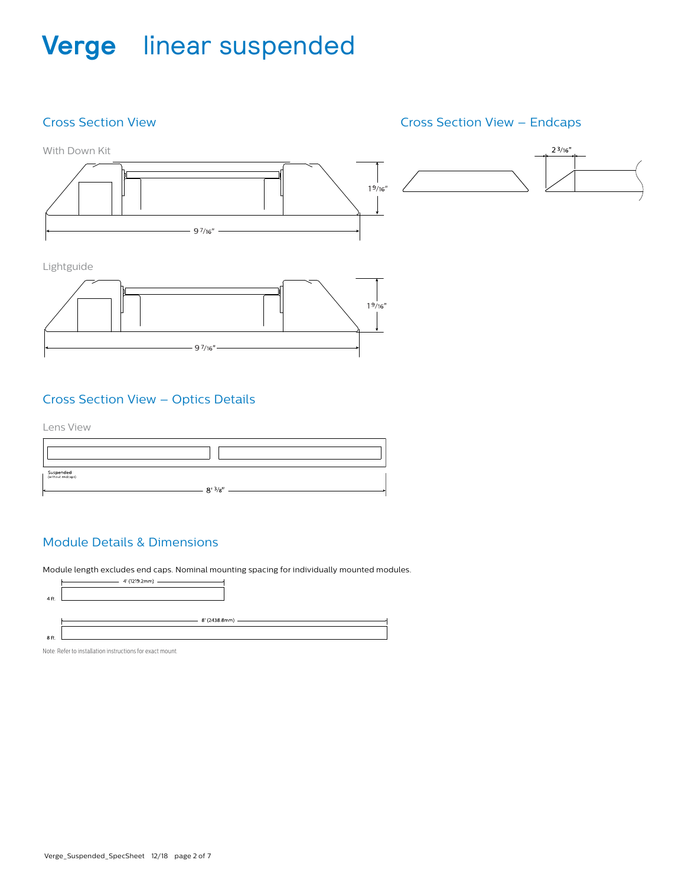# Verge linear suspended

## Cross Section View

With Down Kit

1 9/16"

9 7/16"

Lightguide

1 9/16"

9 7/16"

## Cross Section View – Endcaps

2 3/16"

## Cross Section View – Optics Details

Lens View

Suspended (without endcaps)

8' 3/8"

## Module Details & Dimensions

Module length excludes end caps. Nominal mounting spacing for individually mounted modules.

4 ft. — 4' (1219.2mm)

8 ft. — 8' (2438.8mm)

Note: Refer to installation instructions for exact mount.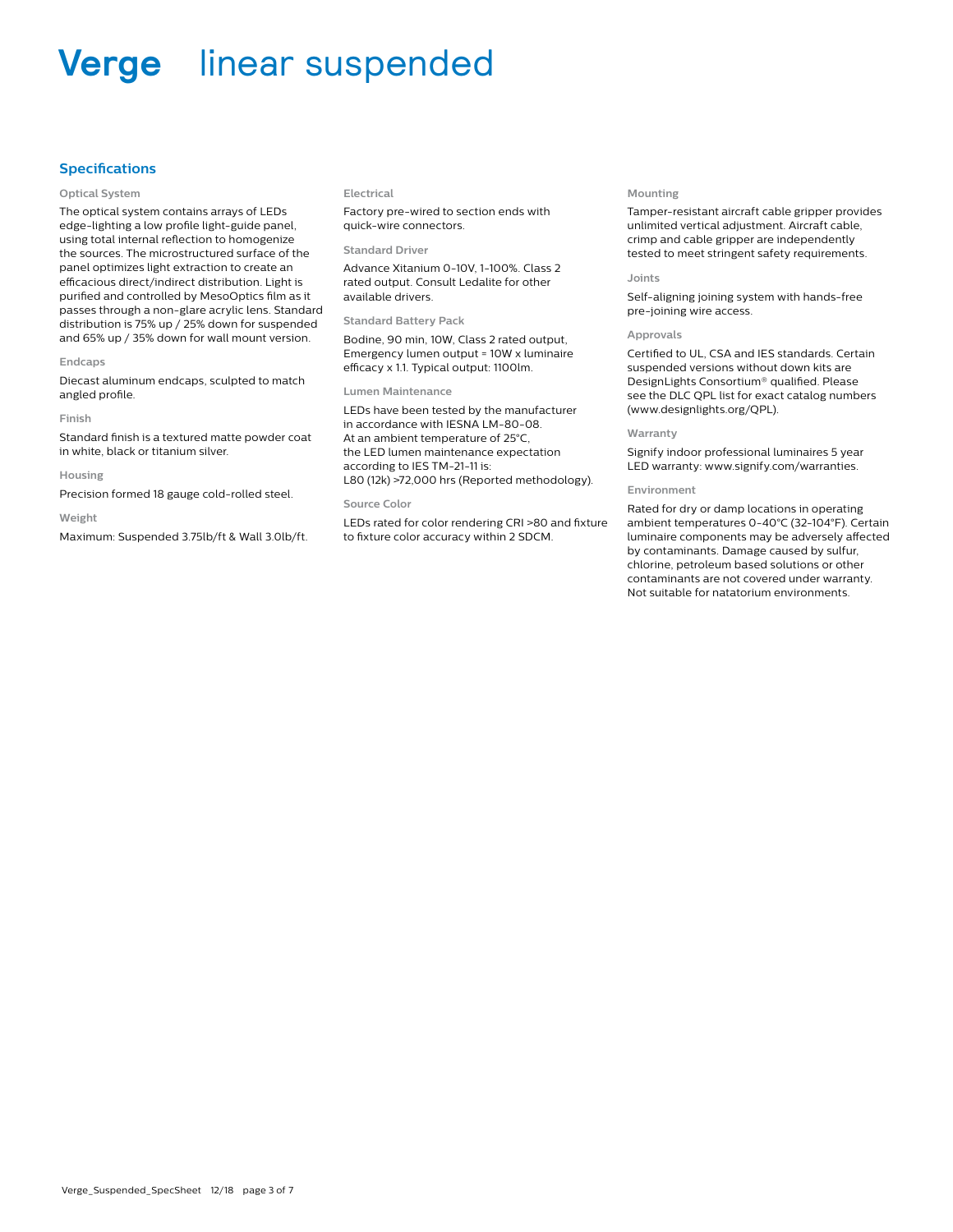# Verge linear suspended

## Specifications

### Optical System

The optical system contains arrays of LEDs edge-lighting a low profile light-guide panel, using total internal reflection to homogenize the sources. The microstructured surface of the panel optimizes light extraction to create an efficacious direct/indirect distribution. Light is purified and controlled by MesoOptics film as it passes through a non-glare acrylic lens. Standard distribution is 75% up / 25% down for suspended and 65% up / 35% down for wall mount version.

### Endcaps

Diecast aluminum endcaps, sculpted to match angled profile.

### Finish

Standard finish is a textured matte powder coat in white, black or titanium silver.

### Housing

Precision formed 18 gauge cold-rolled steel.

### Weight

Maximum: Suspended 3.75lb/ft & Wall 3.0lb/ft.

### Electrical

Factory pre-wired to section ends with quick-wire connectors.

### Standard Driver

Advance Xitanium 0-10V, 1-100%. Class 2 rated output. Consult Ledalite for other available drivers.

### Standard Battery Pack

Bodine, 90 min, 10W, Class 2 rated output, Emergency lumen output = 10W x luminaire efficacy x 1.1. Typical output: 1100lm.

### Lumen Maintenance

LEDs have been tested by the manufacturer in accordance with IESNA LM-80-08. At an ambient temperature of 25°C, the LED lumen maintenance expectation according to IES TM-21-11 is:
L80 (12k) >72,000 hrs (Reported methodology).

### Source Color

LEDs rated for color rendering CRI >80 and fixture to fixture color accuracy within 2 SDCM.

### Mounting

Tamper-resistant aircraft cable gripper provides unlimited vertical adjustment. Aircraft cable, crimp and cable gripper are independently tested to meet stringent safety requirements.

### Joints

Self-aligning joining system with hands-free pre-joining wire access.

### Approvals

Certified to UL, CSA and IES standards. Certain suspended versions without down kits are DesignLights Consortium® qualified. Please see the DLC QPL list for exact catalog numbers (www.designlights.org/QPL).

### Warranty

Signify indoor professional luminaires 5 year LED warranty: www.signify.com/warranties.

### Environment

Rated for dry or damp locations in operating ambient temperatures 0-40°C (32-104°F). Certain luminaire components may be adversely affected by contaminants. Damage caused by sulfur, chlorine, petroleum based solutions or other contaminants are not covered under warranty. Not suitable for natatorium environments.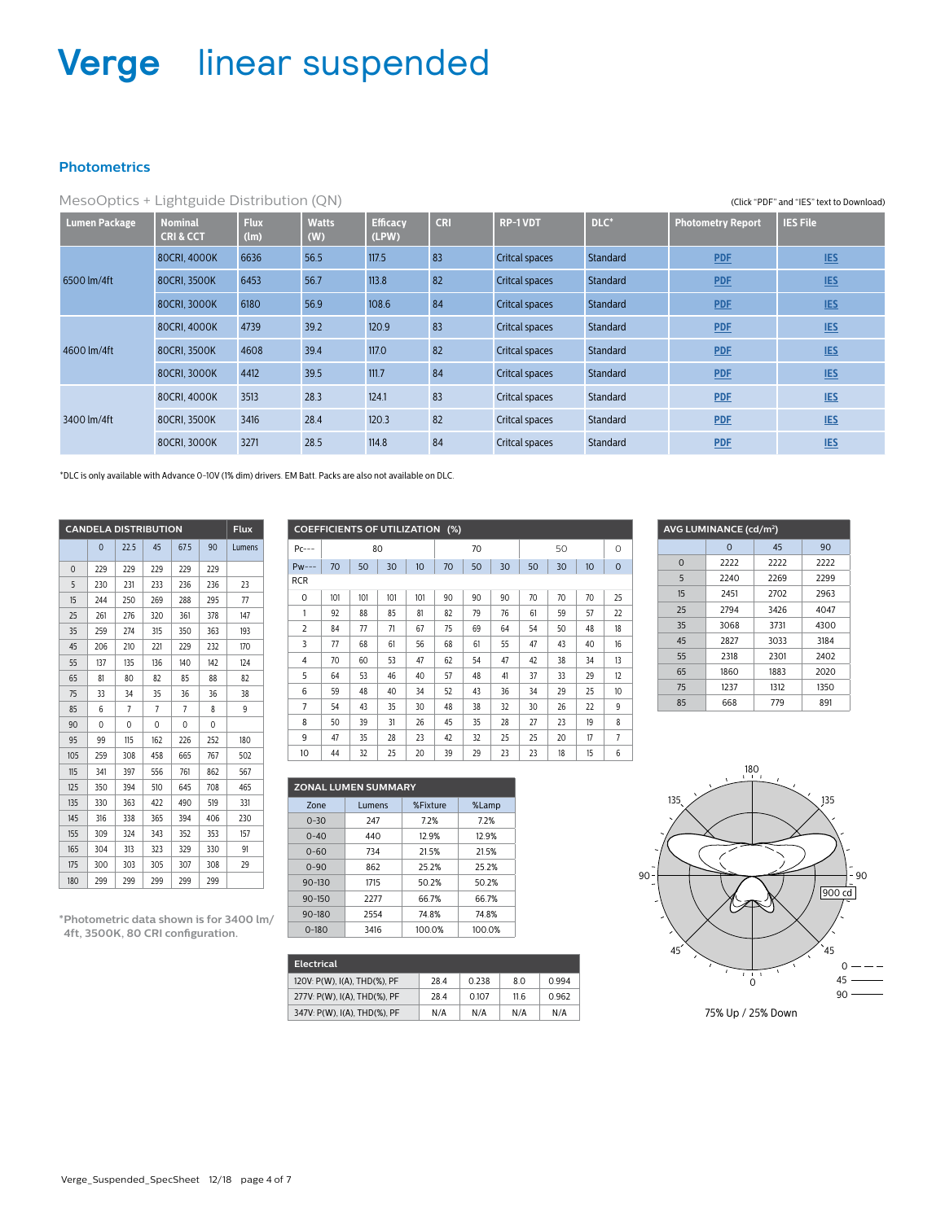# Verge linear suspended

## Photometrics

MesoOptics + Lightguide Distribution (QN)

(Click "PDF" and "IES" text to Download)

| Lumen Package | Nominal CRI & CCT | Flux (lm) | Watts (W) | Efficacy (LPW) | CRI | RP-1 VDT | DLC* | Photometry Report | IES File |
|---|---|---|---|---|---|---|---|---|---|
| 6500 lm/4ft | 80CRI, 4000K | 6636 | 56.5 | 117.5 | 83 | Critcal spaces | Standard | PDF | IES |
| | 80CRI, 3500K | 6453 | 56.7 | 113.8 | 82 | Critcal spaces | Standard | PDF | IES |
| | 80CRI, 3000K | 6180 | 56.9 | 108.6 | 84 | Critcal spaces | Standard | PDF | IES |
| 4600 lm/4ft | 80CRI, 4000K | 4739 | 39.2 | 120.9 | 83 | Critcal spaces | Standard | PDF | IES |
| | 80CRI, 3500K | 4608 | 39.4 | 117.0 | 82 | Critcal spaces | Standard | PDF | IES |
| | 80CRI, 3000K | 4412 | 39.5 | 111.7 | 84 | Critcal spaces | Standard | PDF | IES |
| 3400 lm/4ft | 80CRI, 4000K | 3513 | 28.3 | 124.1 | 83 | Critcal spaces | Standard | PDF | IES |
| | 80CRI, 3500K | 3416 | 28.4 | 120.3 | 82 | Critcal spaces | Standard | PDF | IES |
| | 80CRI, 3000K | 3271 | 28.5 | 114.8 | 84 | Critcal spaces | Standard | PDF | IES |

*DLC is only available with Advance 0-10V (1% dim) drivers. EM Batt. Packs are also not available on DLC.

| CANDELA DISTRIBUTION | | | | | | Flux |
|---|---|---|---|---|---|---|
| | 0 | 22.5 | 45 | 67.5 | 90 | Lumens |
| 0 | 229 | 229 | 229 | 229 | 229 | |
| 5 | 230 | 231 | 233 | 236 | 236 | 23 |
| 15 | 244 | 250 | 269 | 288 | 295 | 77 |
| 25 | 261 | 276 | 320 | 361 | 378 | 147 |
| 35 | 259 | 274 | 315 | 350 | 363 | 193 |
| 45 | 206 | 210 | 221 | 229 | 232 | 170 |
| 55 | 137 | 135 | 136 | 140 | 142 | 124 |
| 65 | 81 | 80 | 82 | 85 | 88 | 82 |
| 75 | 33 | 34 | 35 | 36 | 36 | 38 |
| 85 | 6 | 7 | 7 | 7 | 8 | 9 |
| 90 | 0 | 0 | 0 | 0 | 0 | |
| 95 | 99 | 115 | 162 | 226 | 252 | 180 |
| 105 | 259 | 308 | 458 | 665 | 767 | 502 |
| 115 | 341 | 397 | 556 | 761 | 862 | 567 |
| 125 | 350 | 394 | 510 | 645 | 708 | 465 |
| 135 | 330 | 363 | 422 | 490 | 519 | 331 |
| 145 | 316 | 338 | 365 | 394 | 406 | 230 |
| 155 | 309 | 324 | 343 | 352 | 353 | 157 |
| 165 | 304 | 313 | 323 | 329 | 330 | 91 |
| 175 | 300 | 303 | 305 | 307 | 308 | 29 |
| 180 | 299 | 299 | 299 | 299 | 299 | |

*Photometric data shown is for 3400 lm/4ft, 3500K, 80 CRI configuration.

| COEFFICIENTS OF UTILIZATION (%) | | | | | | | | | | | |
|---|---|---|---|---|---|---|---|---|---|---|---|
| Pc--- | 80 | | | | 70 | | | 50 | | | 0 |
| Pw--- | 70 | 50 | 30 | 10 | 70 | 50 | 30 | 50 | 30 | 10 | 0 |
| RCR | | | | | | | | | | | |
| 0 | 101 | 101 | 101 | 101 | 90 | 90 | 90 | 70 | 70 | 70 | 25 |
| 1 | 92 | 88 | 85 | 81 | 82 | 79 | 76 | 61 | 59 | 57 | 22 |
| 2 | 84 | 77 | 71 | 67 | 75 | 69 | 64 | 54 | 50 | 48 | 18 |
| 3 | 77 | 68 | 61 | 56 | 68 | 61 | 55 | 47 | 43 | 40 | 16 |
| 4 | 70 | 60 | 53 | 47 | 62 | 54 | 47 | 42 | 38 | 34 | 13 |
| 5 | 64 | 53 | 46 | 40 | 57 | 48 | 41 | 37 | 33 | 29 | 12 |
| 6 | 59 | 48 | 40 | 34 | 52 | 43 | 36 | 34 | 29 | 25 | 10 |
| 7 | 54 | 43 | 35 | 30 | 48 | 38 | 32 | 30 | 26 | 22 | 9 |
| 8 | 50 | 39 | 31 | 26 | 45 | 35 | 28 | 27 | 23 | 19 | 8 |
| 9 | 47 | 35 | 28 | 23 | 42 | 32 | 25 | 25 | 20 | 17 | 7 |
| 10 | 44 | 32 | 25 | 20 | 39 | 29 | 23 | 23 | 18 | 15 | 6 |

| AVG LUMINANCE (cd/m²) | | | |
|---|---|---|---|
| | 0 | 45 | 90 |
| 0 | 2222 | 2222 | 2222 |
| 5 | 2240 | 2269 | 2299 |
| 15 | 2451 | 2702 | 2963 |
| 25 | 2794 | 3426 | 4047 |
| 35 | 3068 | 3731 | 4300 |
| 45 | 2827 | 3033 | 3184 |
| 55 | 2318 | 2301 | 2402 |
| 65 | 1860 | 1883 | 2020 |
| 75 | 1237 | 1312 | 1350 |
| 85 | 668 | 779 | 891 |

| ZONAL LUMEN SUMMARY | | | |
|---|---|---|---|
| Zone | Lumens | %Fixture | %Lamp |
| 0-30 | 247 | 7.2% | 7.2% |
| 0-40 | 440 | 12.9% | 12.9% |
| 0-60 | 734 | 21.5% | 21.5% |
| 0-90 | 862 | 25.2% | 25.2% |
| 90-130 | 1715 | 50.2% | 50.2% |
| 90-150 | 2277 | 66.7% | 66.7% |
| 90-180 | 2554 | 74.8% | 74.8% |
| 0-180 | 3416 | 100.0% | 100.0% |

| Electrical | | | | |
|---|---|---|---|---|
| 120V: P(W), I(A), THD(%), PF | 28.4 | 0.238 | 8.0 | 0.994 |
| 277V: P(W), I(A), THD(%), PF | 28.4 | 0.107 | 11.6 | 0.962 |
| 347V: P(W), I(A), THD(%), PF | N/A | N/A | N/A | N/A |

75% Up / 25% Down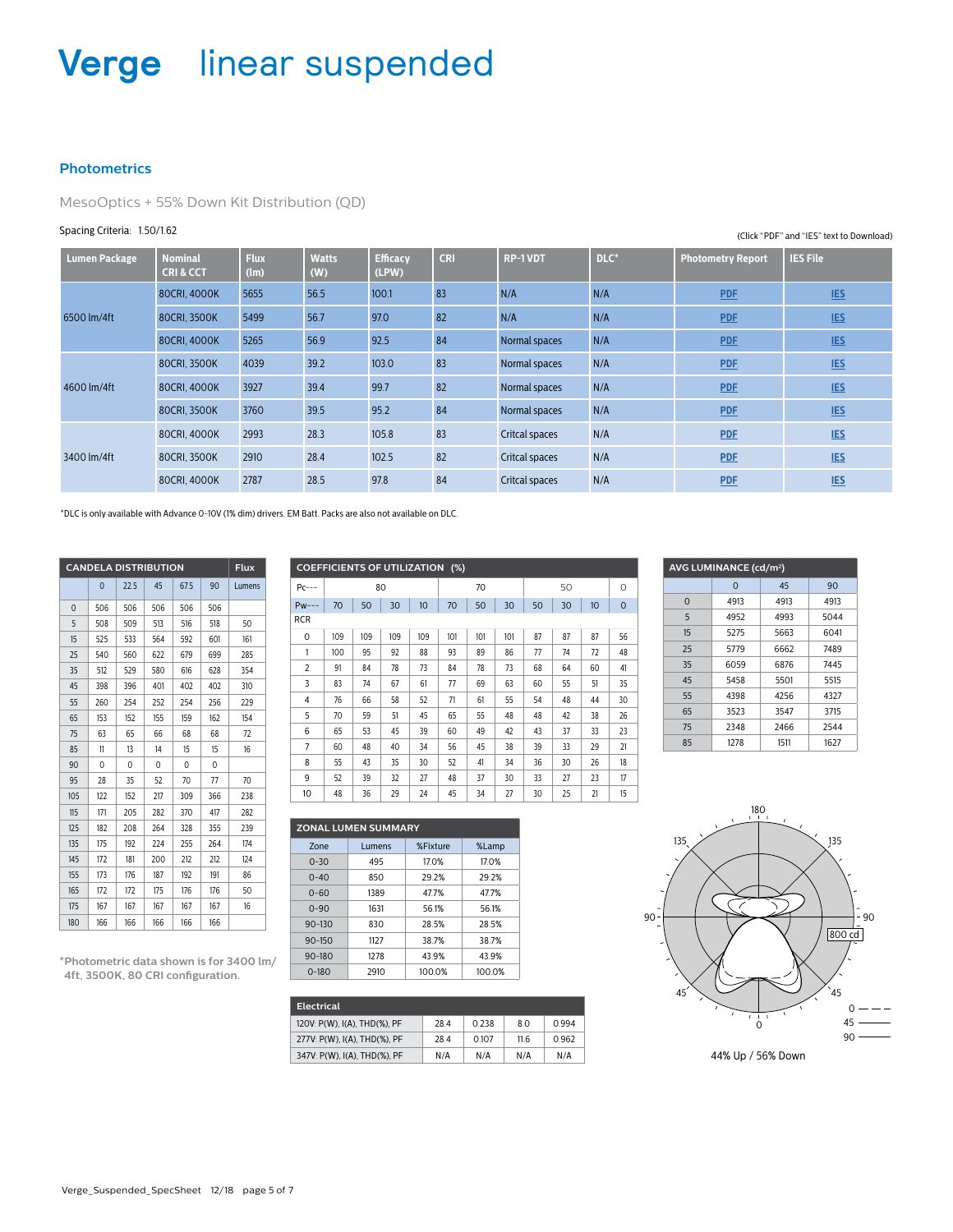# Verge linear suspended

## Photometrics

MesoOptics + 55% Down Kit Distribution (QD)

Spacing Criteria: 1.50/1.62

(Click "PDF" and "IES" text to Download)

| Lumen Package | Nominal CRI & CCT | Flux (lm) | Watts (W) | Efficacy (LPW) | CRI | RP-1 VDT | DLC* | Photometry Report | IES File |
|---|---|---|---|---|---|---|---|---|---|
| 6500 lm/4ft | 80CRI, 4000K | 5655 | 56.5 | 100.1 | 83 | N/A | N/A | PDF | IES |
| | 80CRI, 3500K | 5499 | 56.7 | 97.0 | 82 | N/A | N/A | PDF | IES |
| | 80CRI, 4000K | 5265 | 56.9 | 92.5 | 84 | Normal spaces | N/A | PDF | IES |
| 4600 lm/4ft | 80CRI, 3500K | 4039 | 39.2 | 103.0 | 83 | Normal spaces | N/A | PDF | IES |
| | 80CRI, 4000K | 3927 | 39.4 | 99.7 | 82 | Normal spaces | N/A | PDF | IES |
| | 80CRI, 3500K | 3760 | 39.5 | 95.2 | 84 | Normal spaces | N/A | PDF | IES |
| 3400 lm/4ft | 80CRI, 4000K | 2993 | 28.3 | 105.8 | 83 | Critcal spaces | N/A | PDF | IES |
| | 80CRI, 3500K | 2910 | 28.4 | 102.5 | 82 | Critcal spaces | N/A | PDF | IES |
| | 80CRI, 4000K | 2787 | 28.5 | 97.8 | 84 | Critcal spaces | N/A | PDF | IES |

*DLC is only available with Advance 0-10V (1% dim) drivers. EM Batt. Packs are also not available on DLC.

### CANDELA DISTRIBUTION

| | 0 | 22.5 | 45 | 67.5 | 90 | Flux Lumens |
|---|---|---|---|---|---|---|
| 0 | 506 | 506 | 506 | 506 | 506 | |
| 5 | 508 | 509 | 513 | 516 | 518 | 50 |
| 15 | 525 | 533 | 564 | 592 | 601 | 161 |
| 25 | 540 | 560 | 622 | 679 | 699 | 285 |
| 35 | 512 | 529 | 580 | 616 | 628 | 354 |
| 45 | 398 | 396 | 401 | 402 | 402 | 310 |
| 55 | 260 | 254 | 252 | 254 | 256 | 229 |
| 65 | 153 | 152 | 155 | 159 | 162 | 154 |
| 75 | 63 | 65 | 66 | 68 | 68 | 72 |
| 85 | 11 | 13 | 14 | 15 | 15 | 16 |
| 90 | 0 | 0 | 0 | 0 | 0 | |
| 95 | 28 | 35 | 52 | 70 | 77 | 70 |
| 105 | 122 | 152 | 217 | 309 | 366 | 238 |
| 115 | 171 | 205 | 282 | 370 | 417 | 282 |
| 125 | 182 | 208 | 264 | 328 | 355 | 239 |
| 135 | 175 | 192 | 224 | 255 | 264 | 174 |
| 145 | 172 | 181 | 200 | 212 | 212 | 124 |
| 155 | 173 | 176 | 187 | 192 | 191 | 86 |
| 165 | 172 | 172 | 175 | 176 | 176 | 50 |
| 175 | 167 | 167 | 167 | 167 | 167 | 16 |
| 180 | 166 | 166 | 166 | 166 | 166 | |

*Photometric data shown is for 3400 lm/ 4ft, 3500K, 80 CRI configuration.

### COEFFICIENTS OF UTILIZATION (%)

| Pc--- | 80 | | | | 70 | | | 50 | | | 0 |
|---|---|---|---|---|---|---|---|---|---|---|---|
| Pw--- | 70 | 50 | 30 | 10 | 70 | 50 | 30 | 50 | 30 | 10 | 0 |
| RCR | | | | | | | | | | | |
| 0 | 109 | 109 | 109 | 109 | 101 | 101 | 101 | 87 | 87 | 87 | 56 |
| 1 | 100 | 95 | 92 | 88 | 93 | 89 | 86 | 77 | 74 | 72 | 48 |
| 2 | 91 | 84 | 78 | 73 | 84 | 78 | 73 | 68 | 64 | 60 | 41 |
| 3 | 83 | 74 | 67 | 61 | 77 | 69 | 63 | 60 | 55 | 51 | 35 |
| 4 | 76 | 66 | 58 | 52 | 71 | 61 | 55 | 54 | 48 | 44 | 30 |
| 5 | 70 | 59 | 51 | 45 | 65 | 55 | 48 | 48 | 42 | 38 | 26 |
| 6 | 65 | 53 | 45 | 39 | 60 | 49 | 42 | 43 | 37 | 33 | 23 |
| 7 | 60 | 48 | 40 | 34 | 56 | 45 | 38 | 39 | 33 | 29 | 21 |
| 8 | 55 | 43 | 35 | 30 | 52 | 41 | 34 | 36 | 30 | 26 | 18 |
| 9 | 52 | 39 | 32 | 27 | 48 | 37 | 30 | 33 | 27 | 23 | 17 |
| 10 | 48 | 36 | 29 | 24 | 45 | 34 | 27 | 30 | 25 | 21 | 15 |

### AVG LUMINANCE (cd/m²)

| | 0 | 45 | 90 |
|---|---|---|---|
| 0 | 4913 | 4913 | 4913 |
| 5 | 4952 | 4993 | 5044 |
| 15 | 5275 | 5663 | 6041 |
| 25 | 5779 | 6662 | 7489 |
| 35 | 6059 | 6876 | 7445 |
| 45 | 5458 | 5501 | 5515 |
| 55 | 4398 | 4256 | 4327 |
| 65 | 3523 | 3547 | 3715 |
| 75 | 2348 | 2466 | 2544 |
| 85 | 1278 | 1511 | 1627 |

### ZONAL LUMEN SUMMARY

| Zone | Lumens | %Fixture | %Lamp |
|---|---|---|---|
| 0-30 | 495 | 17.0% | 17.0% |
| 0-40 | 850 | 29.2% | 29.2% |
| 0-60 | 1389 | 47.7% | 47.7% |
| 0-90 | 1631 | 56.1% | 56.1% |
| 90-130 | 830 | 28.5% | 28.5% |
| 90-150 | 1127 | 38.7% | 38.7% |
| 90-180 | 1278 | 43.9% | 43.9% |
| 0-180 | 2910 | 100.0% | 100.0% |

800 cd

0 — — —
45 ———
90 ———

44% Up / 56% Down

### Electrical

| | | | | |
|---|---|---|---|---|
| 120V: P(W), I(A), THD(%), PF | 28.4 | 0.238 | 8.0 | 0.994 |
| 277V: P(W), I(A), THD(%), PF | 28.4 | 0.107 | 11.6 | 0.962 |
| 347V: P(W), I(A), THD(%), PF | N/A | N/A | N/A | N/A |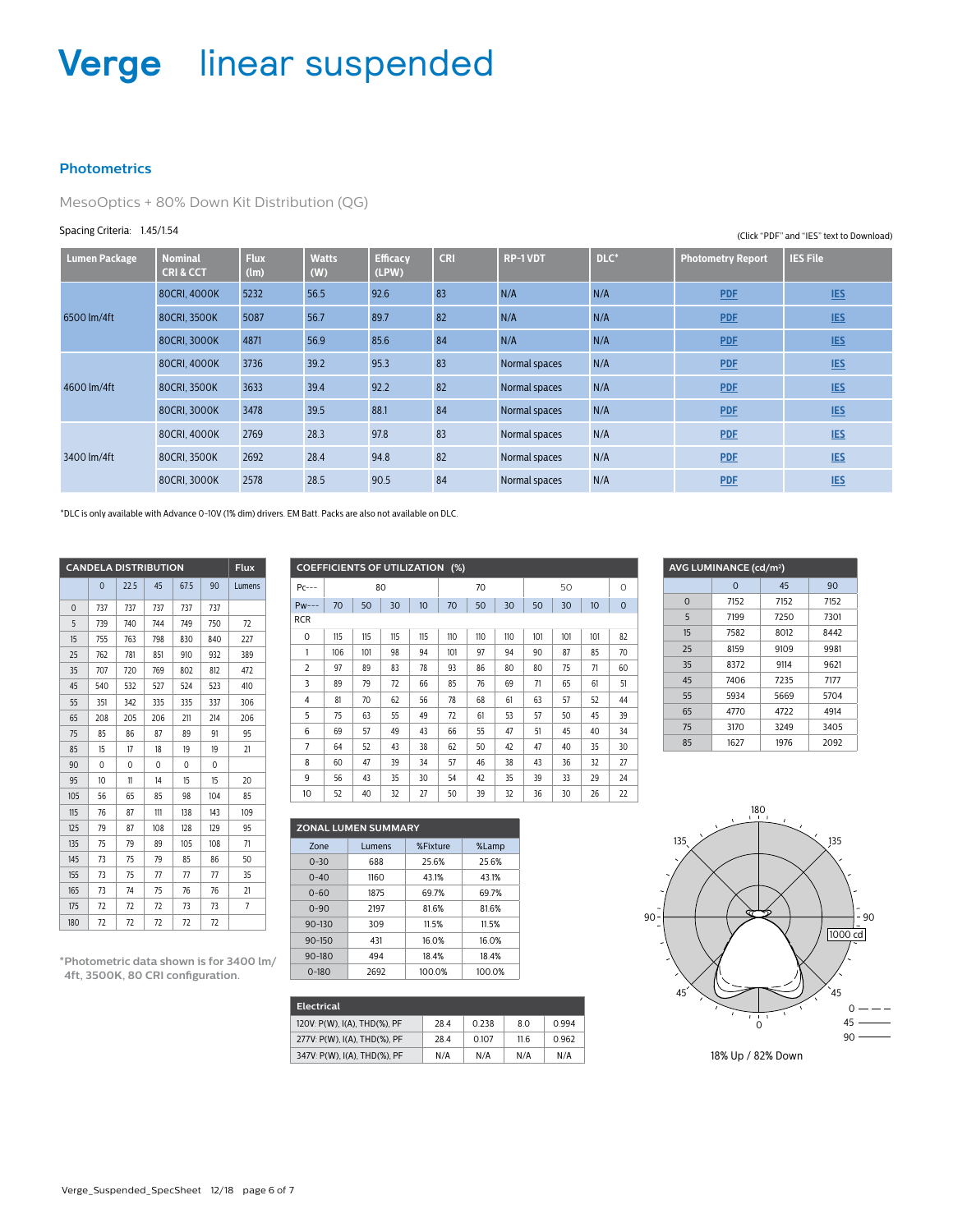# Verge linear suspended

## Photometrics

MesoOptics + 80% Down Kit Distribution (QG)

Spacing Criteria: 1.45/1.54

(Click "PDF" and "IES" text to Download)

| Lumen Package | Nominal CRI & CCT | Flux (lm) | Watts (W) | Efficacy (LPW) | CRI | RP-1 VDT | DLC* | Photometry Report | IES File |
|---|---|---|---|---|---|---|---|---|---|
| 6500 lm/4ft | 80CRI, 4000K | 5232 | 56.5 | 92.6 | 83 | N/A | N/A | PDF | IES |
| | 80CRI, 3500K | 5087 | 56.7 | 89.7 | 82 | N/A | N/A | PDF | IES |
| | 80CRI, 3000K | 4871 | 56.9 | 85.6 | 84 | N/A | N/A | PDF | IES |
| 4600 lm/4ft | 80CRI, 4000K | 3736 | 39.2 | 95.3 | 83 | Normal spaces | N/A | PDF | IES |
| | 80CRI, 3500K | 3633 | 39.4 | 92.2 | 82 | Normal spaces | N/A | PDF | IES |
| | 80CRI, 3000K | 3478 | 39.5 | 88.1 | 84 | Normal spaces | N/A | PDF | IES |
| 3400 lm/4ft | 80CRI, 4000K | 2769 | 28.3 | 97.8 | 83 | Normal spaces | N/A | PDF | IES |
| | 80CRI, 3500K | 2692 | 28.4 | 94.8 | 82 | Normal spaces | N/A | PDF | IES |
| | 80CRI, 3000K | 2578 | 28.5 | 90.5 | 84 | Normal spaces | N/A | PDF | IES |

*DLC is only available with Advance 0-10V (1% dim) drivers. EM Batt. Packs are also not available on DLC.

| CANDELA DISTRIBUTION | | | | | | Flux |
|---|---|---|---|---|---|---|
| | 0 | 22.5 | 45 | 67.5 | 90 | Lumens |
| 0 | 737 | 737 | 737 | 737 | 737 | |
| 5 | 739 | 740 | 744 | 749 | 750 | 72 |
| 15 | 755 | 763 | 798 | 830 | 840 | 227 |
| 25 | 762 | 781 | 851 | 910 | 932 | 389 |
| 35 | 707 | 720 | 769 | 802 | 812 | 472 |
| 45 | 540 | 532 | 527 | 524 | 523 | 410 |
| 55 | 351 | 342 | 335 | 335 | 337 | 306 |
| 65 | 208 | 205 | 206 | 211 | 214 | 206 |
| 75 | 85 | 86 | 87 | 89 | 91 | 95 |
| 85 | 15 | 17 | 18 | 19 | 19 | 21 |
| 90 | 0 | 0 | 0 | 0 | 0 | |
| 95 | 10 | 11 | 14 | 15 | 15 | 20 |
| 105 | 56 | 65 | 85 | 98 | 104 | 85 |
| 115 | 76 | 87 | 111 | 138 | 143 | 109 |
| 125 | 79 | 87 | 108 | 128 | 129 | 95 |
| 135 | 75 | 79 | 89 | 105 | 108 | 71 |
| 145 | 73 | 75 | 79 | 85 | 86 | 50 |
| 155 | 73 | 75 | 77 | 77 | 77 | 35 |
| 165 | 73 | 74 | 75 | 76 | 76 | 21 |
| 175 | 72 | 72 | 72 | 73 | 73 | 7 |
| 180 | 72 | 72 | 72 | 72 | 72 | |

*Photometric data shown is for 3400 lm/4ft, 3500K, 80 CRI configuration.

| COEFFICIENTS OF UTILIZATION (%) | | | | | | | | | | | |
|---|---|---|---|---|---|---|---|---|---|---|---|
| Pc--- | 80 | | | | 70 | | | 50 | | | 0 |
| Pw--- | 70 | 50 | 30 | 10 | 70 | 50 | 30 | 50 | 30 | 10 | 0 |
| RCR | | | | | | | | | | | |
| 0 | 115 | 115 | 115 | 115 | 110 | 110 | 110 | 101 | 101 | 101 | 82 |
| 1 | 106 | 101 | 98 | 94 | 101 | 97 | 94 | 90 | 87 | 85 | 70 |
| 2 | 97 | 89 | 83 | 78 | 93 | 86 | 80 | 80 | 75 | 71 | 60 |
| 3 | 89 | 79 | 72 | 66 | 85 | 76 | 69 | 71 | 65 | 61 | 51 |
| 4 | 81 | 70 | 62 | 56 | 78 | 68 | 61 | 63 | 57 | 52 | 44 |
| 5 | 75 | 63 | 55 | 49 | 72 | 61 | 53 | 57 | 50 | 45 | 39 |
| 6 | 69 | 57 | 49 | 43 | 66 | 55 | 47 | 51 | 45 | 40 | 34 |
| 7 | 64 | 52 | 43 | 38 | 62 | 50 | 42 | 47 | 40 | 35 | 30 |
| 8 | 60 | 47 | 39 | 34 | 57 | 46 | 38 | 43 | 36 | 32 | 27 |
| 9 | 56 | 43 | 35 | 30 | 54 | 42 | 35 | 39 | 33 | 29 | 24 |
| 10 | 52 | 40 | 32 | 27 | 50 | 39 | 32 | 36 | 30 | 26 | 22 |

| ZONAL LUMEN SUMMARY | | | |
|---|---|---|---|
| Zone | Lumens | %Fixture | %Lamp |
| 0-30 | 688 | 25.6% | 25.6% |
| 0-40 | 1160 | 43.1% | 43.1% |
| 0-60 | 1875 | 69.7% | 69.7% |
| 0-90 | 2197 | 81.6% | 81.6% |
| 90-130 | 309 | 11.5% | 11.5% |
| 90-150 | 431 | 16.0% | 16.0% |
| 90-180 | 494 | 18.4% | 18.4% |
| 0-180 | 2692 | 100.0% | 100.0% |

| Electrical | | | | |
|---|---|---|---|---|
| 120V: P(W), I(A), THD(%), PF | 28.4 | 0.238 | 8.0 | 0.994 |
| 277V: P(W), I(A), THD(%), PF | 28.4 | 0.107 | 11.6 | 0.962 |
| 347V: P(W), I(A), THD(%), PF | N/A | N/A | N/A | N/A |

| AVG LUMINANCE (cd/m²) | | | |
|---|---|---|---|
| | 0 | 45 | 90 |
| 0 | 7152 | 7152 | 7152 |
| 5 | 7199 | 7250 | 7301 |
| 15 | 7582 | 8012 | 8442 |
| 25 | 8159 | 9109 | 9981 |
| 35 | 8372 | 9114 | 9621 |
| 45 | 7406 | 7235 | 7177 |
| 55 | 5934 | 5669 | 5704 |
| 65 | 4770 | 4722 | 4914 |
| 75 | 3170 | 3249 | 3405 |
| 85 | 1627 | 1976 | 2092 |

180, 135, 135, 90, 90, 1000 cd, 45, 45, 0

0 — — —
45 ———
90 ———

18% Up / 82% Down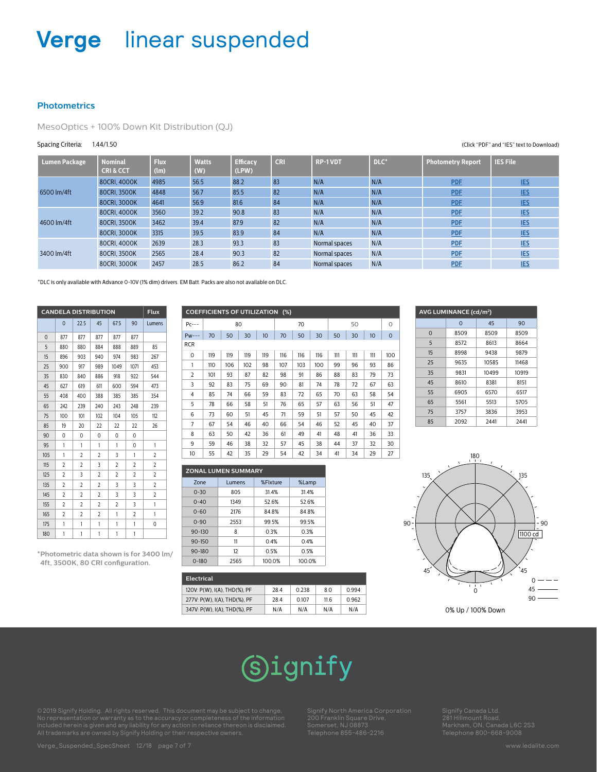# Verge linear suspended

## Photometrics

MesoOptics + 100% Down Kit Distribution (QJ)

Spacing Criteria: 1.44/1.50

(Click "PDF" and "IES" text to Download)

| Lumen Package | Nominal CRI & CCT | Flux (lm) | Watts (W) | Efficacy (LPW) | CRI | RP-1 VDT | DLC* | Photometry Report | IES File |
|---|---|---|---|---|---|---|---|---|---|
| 6500 lm/4ft | 80CRI, 4000K | 4985 | 56.5 | 88.2 | 83 | N/A | N/A | PDF | IES |
| | 80CRI, 3500K | 4848 | 56.7 | 85.5 | 82 | N/A | N/A | PDF | IES |
| | 80CRI, 3000K | 4641 | 56.9 | 81.6 | 84 | N/A | N/A | PDF | IES |
| 4600 lm/4ft | 80CRI, 4000K | 3560 | 39.2 | 90.8 | 83 | N/A | N/A | PDF | IES |
| | 80CRI, 3500K | 3462 | 39.4 | 87.9 | 82 | N/A | N/A | PDF | IES |
| | 80CRI, 3000K | 3315 | 39.5 | 83.9 | 84 | N/A | N/A | PDF | IES |
| 3400 lm/4ft | 80CRI, 4000K | 2639 | 28.3 | 93.3 | 83 | Normal spaces | N/A | PDF | IES |
| | 80CRI, 3500K | 2565 | 28.4 | 90.3 | 82 | Normal spaces | N/A | PDF | IES |
| | 80CRI, 3000K | 2457 | 28.5 | 86.2 | 84 | Normal spaces | N/A | PDF | IES |

*DLC is only available with Advance 0-10V (1% dim) drivers. EM Batt. Packs are also not available on DLC.

| CANDELA DISTRIBUTION | | | | | | Flux |
|---|---|---|---|---|---|---|
| | 0 | 22.5 | 45 | 67.5 | 90 | Lumens |
| 0 | 877 | 877 | 877 | 877 | 877 | |
| 5 | 880 | 880 | 884 | 888 | 889 | 85 |
| 15 | 896 | 903 | 940 | 974 | 983 | 267 |
| 25 | 900 | 917 | 989 | 1049 | 1071 | 453 |
| 35 | 830 | 840 | 886 | 918 | 922 | 544 |
| 45 | 627 | 619 | 611 | 600 | 594 | 473 |
| 55 | 408 | 400 | 388 | 385 | 385 | 354 |
| 65 | 242 | 239 | 240 | 243 | 248 | 239 |
| 75 | 100 | 101 | 102 | 104 | 105 | 112 |
| 85 | 19 | 20 | 22 | 22 | 22 | 26 |
| 90 | 0 | 0 | 0 | 0 | 0 | |
| 95 | 1 | 1 | 1 | 1 | 0 | 1 |
| 105 | 1 | 2 | 2 | 3 | 1 | 2 |
| 115 | 2 | 2 | 3 | 2 | 2 | 2 |
| 125 | 2 | 3 | 2 | 2 | 2 | 2 |
| 135 | 2 | 2 | 2 | 3 | 3 | 2 |
| 145 | 2 | 2 | 2 | 3 | 3 | 2 |
| 155 | 2 | 2 | 2 | 2 | 3 | 1 |
| 165 | 2 | 2 | 2 | 1 | 2 | 1 |
| 175 | 1 | 1 | 1 | 1 | 1 | 0 |
| 180 | 1 | 1 | 1 | 1 | 1 | |

*Photometric data shown is for 3400 lm/4ft, 3500K, 80 CRI configuration.

| COEFFICIENTS OF UTILIZATION (%) | | | | | | | | | | | |
|---|---|---|---|---|---|---|---|---|---|---|---|
| Pc--- | 80 | | | | 70 | | | 50 | | | 0 |
| Pw--- | 70 | 50 | 30 | 10 | 70 | 50 | 30 | 50 | 30 | 10 | 0 |
| RCR | | | | | | | | | | | |
| 0 | 119 | 119 | 119 | 119 | 116 | 116 | 116 | 111 | 111 | 111 | 100 |
| 1 | 110 | 106 | 102 | 98 | 107 | 103 | 100 | 99 | 96 | 93 | 86 |
| 2 | 101 | 93 | 87 | 82 | 98 | 91 | 86 | 88 | 83 | 79 | 73 |
| 3 | 92 | 83 | 75 | 69 | 90 | 81 | 74 | 78 | 72 | 67 | 63 |
| 4 | 85 | 74 | 66 | 59 | 83 | 72 | 65 | 70 | 63 | 58 | 54 |
| 5 | 78 | 66 | 58 | 51 | 76 | 65 | 57 | 63 | 56 | 51 | 47 |
| 6 | 73 | 60 | 51 | 45 | 71 | 59 | 51 | 57 | 50 | 45 | 42 |
| 7 | 67 | 54 | 46 | 40 | 66 | 54 | 46 | 52 | 45 | 40 | 37 |
| 8 | 63 | 50 | 42 | 36 | 61 | 49 | 41 | 48 | 41 | 36 | 33 |
| 9 | 59 | 46 | 38 | 32 | 57 | 45 | 38 | 44 | 37 | 32 | 30 |
| 10 | 55 | 42 | 35 | 29 | 54 | 42 | 34 | 41 | 34 | 29 | 27 |

| AVG LUMINANCE (cd/m²) | | | |
|---|---|---|---|
| | 0 | 45 | 90 |
| 0 | 8509 | 8509 | 8509 |
| 5 | 8572 | 8613 | 8664 |
| 15 | 8998 | 9438 | 9879 |
| 25 | 9635 | 10585 | 11468 |
| 35 | 9831 | 10499 | 10919 |
| 45 | 8610 | 8381 | 8151 |
| 55 | 6905 | 6570 | 6517 |
| 65 | 5561 | 5513 | 5705 |
| 75 | 3757 | 3836 | 3953 |
| 85 | 2092 | 2441 | 2441 |

**ZONAL LUMEN SUMMARY**

| Zone | Lumens | %Fixture | %Lamp |
|---|---|---|---|
| 0-30 | 805 | 31.4% | 31.4% |
| 0-40 | 1349 | 52.6% | 52.6% |
| 0-60 | 2176 | 84.8% | 84.8% |
| 0-90 | 2553 | 99.5% | 99.5% |
| 90-130 | 8 | 0.3% | 0.3% |
| 90-150 | 11 | 0.4% | 0.4% |
| 90-180 | 12 | 0.5% | 0.5% |
| 0-180 | 2565 | 100.0% | 100.0% |

**Electrical**

| | | | | |
|---|---|---|---|---|
| 120V: P(W), I(A), THD(%), PF | 28.4 | 0.238 | 8.0 | 0.994 |
| 277V: P(W), I(A), THD(%), PF | 28.4 | 0.107 | 11.6 | 0.962 |
| 347V: P(W), I(A), THD(%), PF | N/A | N/A | N/A | N/A |

180
135
135
90
90
1100 cd
45
45
0
0
45
90

0% Up / 100% Down

© 2019 Signify Holding. All rights reserved. This document may be subject to change. No representation or warranty as to the accuracy or completeness of the information included herein is given and any liability for any action in reliance thereon is disclaimed. All trademarks are owned by Signify Holding or their respective owners.

Signify North America Corporation
200 Franklin Square Drive,
Somerset, NJ 08873
Telephone 855-486-2216

Signify Canada Ltd.
281 Hillmount Road,
Markham, ON, Canada L6C 2S3
Telephone 800-668-9008

Verge_Suspended_SpecSheet 12/18

www.ledalite.com